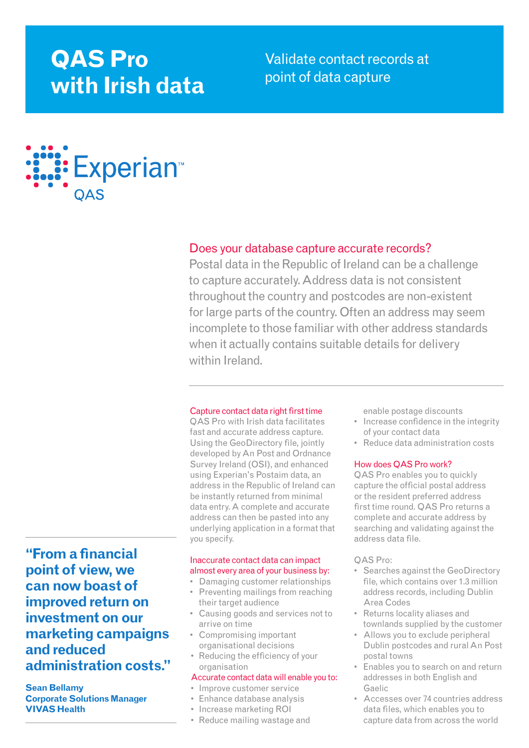# QAS Pro with Irish data

Validate contact records at point of data capture

Experian™ QAS

## Does your database capture accurate records?

Postal data in the Republic of Ireland can be a challenge to capture accurately. Address data is not consistent throughout the country and postcodes are non-existent for large parts of the country. Often an address may seem incomplete to those familiar with other address standards when it actually contains suitable details for delivery within Ireland.

> **"From a financial point of view, we can now boast of improved return on investment on our marketing campaigns and reduced administration costs."**
>
> **Sean Bellamy**
> **Corporate Solutions Manager**
> **VIVAS Health**

### Capture contact data right first time

QAS Pro with Irish data facilitates fast and accurate address capture. Using the GeoDirectory file, jointly developed by An Post and Ordnance Survey Ireland (OSI), and enhanced using Experian's Postaim data, an address in the Republic of Ireland can be instantly returned from minimal data entry. A complete and accurate address can then be pasted into any underlying application in a format that you specify.

### Inaccurate contact data can impact almost every area of your business by:

- Damaging customer relationships
- Preventing mailings from reaching their target audience
- Causing goods and services not to arrive on time
- Compromising important organisational decisions
- Reducing the efficiency of your organisation

### Accurate contact data will enable you to:

- Improve customer service
- Enhance database analysis
- Increase marketing ROI
- Reduce mailing wastage and enable postage discounts
- Increase confidence in the integrity of your contact data
- Reduce data administration costs

### How does QAS Pro work?

QAS Pro enables you to quickly capture the official postal address or the resident preferred address first time round. QAS Pro returns a complete and accurate address by searching and validating against the address data file.

QAS Pro:

- Searches against the GeoDirectory file, which contains over 1.3 million address records, including Dublin Area Codes
- Returns locality aliases and townlands supplied by the customer
- Allows you to exclude peripheral Dublin postcodes and rural An Post postal towns
- Enables you to search on and return addresses in both English and Gaelic
- Accesses over 74 countries address data files, which enables you to capture data from across the world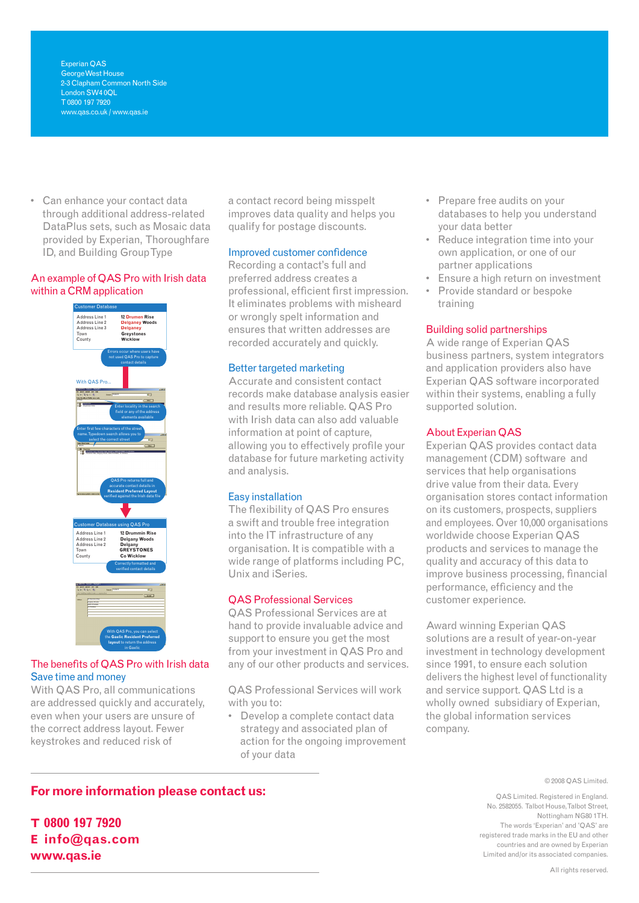Experian QAS
George West House
2-3 Clapham Common North Side
London SW4 0QL
T 0800 197 7920
www.qas.co.uk / www.qas.ie

- Can enhance your contact data through additional address-related DataPlus sets, such as Mosaic data provided by Experian, Thoroughfare ID, and Building Group Type

## An example of QAS Pro with Irish data within a CRM application

Customer Database

Address Line 1 12 Drumen Rise
Address Line 2 Delganey Woods
Address Line 3 Delganey
Town Greystones
County Wicklow

Errors occur where users have not used QAS Pro to capture contact details

With QAS Pro...

Enter locality in the search field or any of the address elements available

Enter first few characters of the street name. Typedown search allows you to select the correct street

QAS Pro returns full and accurate contact details in Resident Preferred Layout verified against the Irish data file

Customer Database using QAS Pro

Address Line 1 12 Drummin Rise
Address Line 2 Delgany Woods
Address Line 2 Delgany
Town GREYSTONES
County Co Wicklow

Correctly formatted and verified contact details

With QAS Pro, you can select the Gaelic Resident Preferred layout to return the address in Gaelic

## The benefits of QAS Pro with Irish data

### Save time and money

With QAS Pro, all communications are addressed quickly and accurately, even when your users are unsure of the correct address layout. Fewer keystrokes and reduced risk of a contact record being misspelt improves data quality and helps you qualify for postage discounts.

### Improved customer confidence

Recording a contact's full and preferred address creates a professional, efficient first impression. It eliminates problems with misheard or wrongly spelt information and ensures that written addresses are recorded accurately and quickly.

### Better targeted marketing

Accurate and consistent contact records make database analysis easier and results more reliable. QAS Pro with Irish data can also add valuable information at point of capture, allowing you to effectively profile your database for future marketing activity and analysis.

### Easy installation

The flexibility of QAS Pro ensures a swift and trouble free integration into the IT infrastructure of any organisation. It is compatible with a wide range of platforms including PC, Unix and iSeries.

### QAS Professional Services

QAS Professional Services are at hand to provide invaluable advice and support to ensure you get the most from your investment in QAS Pro and any of our other products and services.

QAS Professional Services will work with you to:

- Develop a complete contact data strategy and associated plan of action for the ongoing improvement of your data
- Prepare free audits on your databases to help you understand your data better
- Reduce integration time into your own application, or one of our partner applications
- Ensure a high return on investment
- Provide standard or bespoke training

### Building solid partnerships

A wide range of Experian QAS business partners, system integrators and application providers also have Experian QAS software incorporated within their systems, enabling a fully supported solution.

### About Experian QAS

Experian QAS provides contact data management (CDM) software and services that help organisations drive value from their data. Every organisation stores contact information on its customers, prospects, suppliers and employees. Over 10,000 organisations worldwide choose Experian QAS products and services to manage the quality and accuracy of this data to improve business processing, financial performance, efficiency and the customer experience.

Award winning Experian QAS solutions are a result of year-on-year investment in technology development since 1991, to ensure each solution delivers the highest level of functionality and service support. QAS Ltd is a wholly owned subsidiary of Experian, the global information services company.

## For more information please contact us:

**T 0800 197 7920**
**E info@qas.com**
**www.qas.ie**

© 2008 QAS Limited.

QAS Limited. Registered in England. No. 2582055. Talbot House, Talbot Street, Nottingham NG80 1TH. The words 'Experian' and 'QAS' are registered trade marks in the EU and other countries and are owned by Experian Limited and/or its associated companies.

All rights reserved.